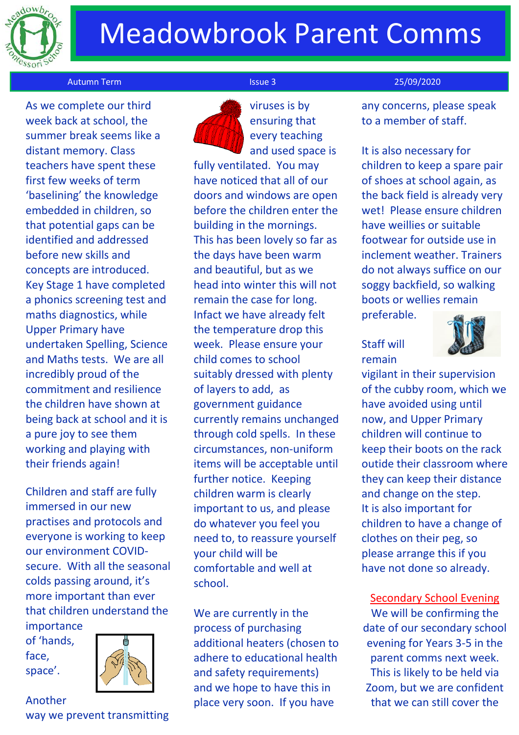# Meadowbrook Parent Comms

Autumn Term | Issue 3 | 25/09/2020

As we complete our third week back at school, the summer break seems like a distant memory. Class teachers have spent these first few weeks of term 'baselining' the knowledge embedded in children, so that potential gaps can be identified and addressed before new skills and concepts are introduced. Key Stage 1 have completed a phonics screening test and maths diagnostics, while Upper Primary have undertaken Spelling, Science and Maths tests. We are all incredibly proud of the commitment and resilience the children have shown at being back at school and it is a pure joy to see them working and playing with their friends again!

Children and staff are fully immersed in our new practises and protocols and everyone is working to keep our environment COVID-secure. With all the seasonal colds passing around, it's more important than ever that children understand the importance of 'hands, face, space'.

Another way we prevent transmitting viruses is by ensuring that every teaching and used space is fully ventilated. You may have noticed that all of our doors and windows are open before the children enter the building in the mornings. This has been lovely so far as the days have been warm and beautiful, but as we head into winter this will not remain the case for long. Infact we have already felt the temperature drop this week. Please ensure your child comes to school suitably dressed with plenty of layers to add, as government guidance currently remains unchanged through cold spells. In these circumstances, non-uniform items will be acceptable until further notice. Keeping children warm is clearly important to us, and please do whatever you feel you need to, to reassure yourself your child will be comfortable and well at school.

We are currently in the process of purchasing additional heaters (chosen to adhere to educational health and safety requirements) and we hope to have this in place very soon. If you have any concerns, please speak to a member of staff.

It is also necessary for children to keep a spare pair of shoes at school again, as the back field is already very wet! Please ensure children have weillies or suitable footwear for outside use in inclement weather. Trainers do not always suffice on our soggy backfield, so walking boots or wellies remain preferable.

Staff will remain vigilant in their supervision of the cubby room, which we have avoided using until now, and Upper Primary children will continue to keep their boots on the rack outside their classroom where they can keep their distance and change on the step. It is also important for children to have a change of clothes on their peg, so please arrange this if you have not done so already.

## Secondary School Evening

We will be confirming the date of our secondary school evening for Years 3-5 in the parent comms next week. This is likely to be held via Zoom, but we are confident that we can still cover the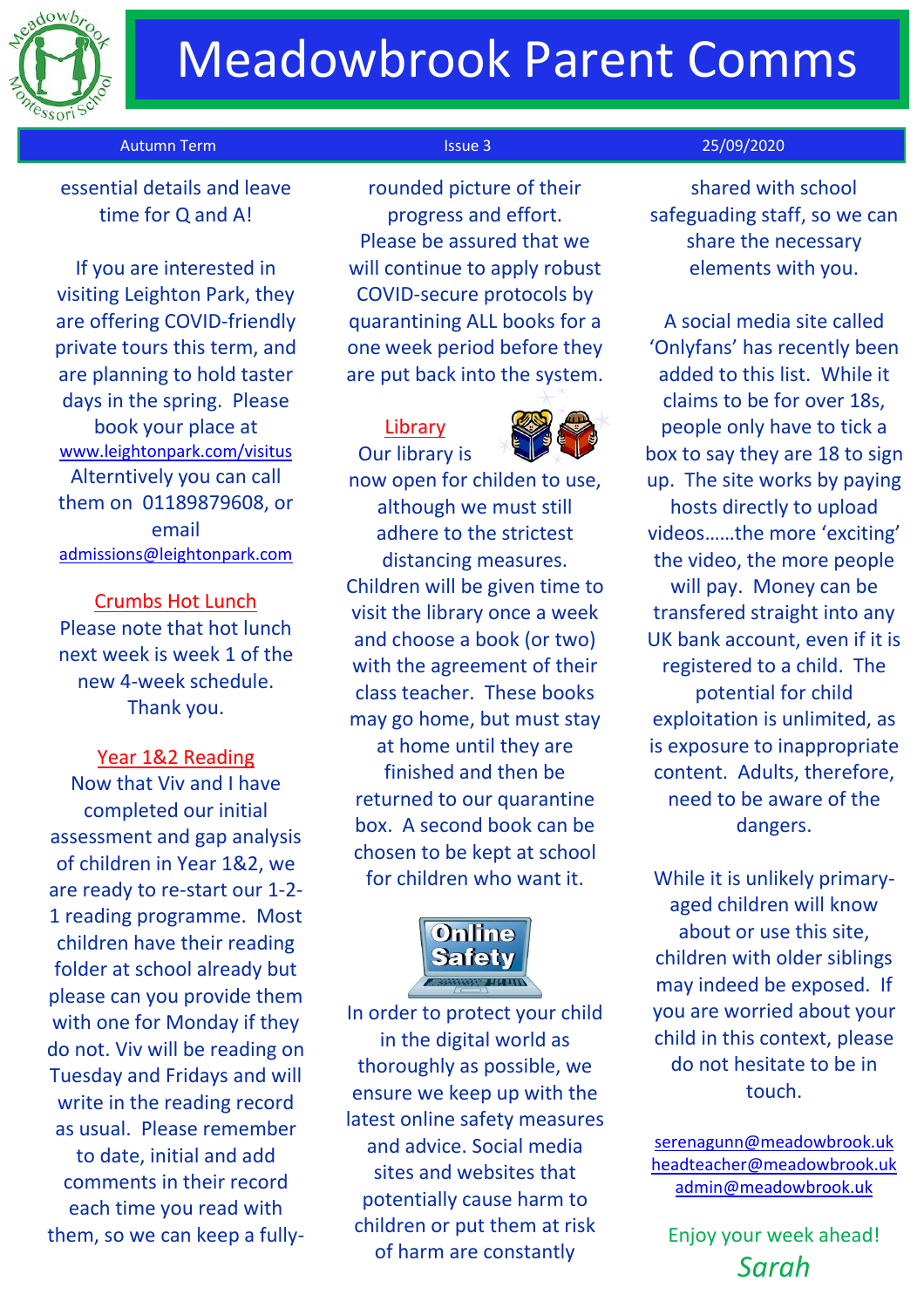# Meadowbrook Parent Comms

Autumn Term | Issue 3 | 25/09/2020

essential details and leave time for Q and A!

If you are interested in visiting Leighton Park, they are offering COVID-friendly private tours this term, and are planning to hold taster days in the spring. Please book your place at www.leightonpark.com/visitus Alterntively you can call them on 01189879608, or email admissions@leightonpark.com

## Crumbs Hot Lunch

Please note that hot lunch next week is week 1 of the new 4-week schedule. Thank you.

## Year 1&2 Reading

Now that Viv and I have completed our initial assessment and gap analysis of children in Year 1&2, we are ready to re-start our 1-2-1 reading programme. Most children have their reading folder at school already but please can you provide them with one for Monday if they do not. Viv will be reading on Tuesday and Fridays and will write in the reading record as usual. Please remember to date, initial and add comments in their record each time you read with them, so we can keep a fully-rounded picture of their progress and effort. Please be assured that we will continue to apply robust COVID-secure protocols by quarantining ALL books for a one week period before they are put back into the system.

## Library

Our library is now open for childen to use, although we must still adhere to the strictest distancing measures. Children will be given time to visit the library once a week and choose a book (or two) with the agreement of their class teacher. These books may go home, but must stay at home until they are finished and then be returned to our quarantine box. A second book can be chosen to be kept at school for children who want it.

## Online Safety

In order to protect your child in the digital world as thoroughly as possible, we ensure we keep up with the latest online safety measures and advice. Social media sites and websites that potentially cause harm to children or put them at risk of harm are constantly shared with school safeguading staff, so we can share the necessary elements with you.

A social media site called 'Onlyfans' has recently been added to this list. While it claims to be for over 18s, people only have to tick a box to say they are 18 to sign up. The site works by paying hosts directly to upload videos……the more 'exciting' the video, the more people will pay. Money can be transfered straight into any UK bank account, even if it is registered to a child. The potential for child exploitation is unlimited, as is exposure to inappropriate content. Adults, therefore, need to be aware of the dangers.

While it is unlikely primary-aged children will know about or use this site, children with older siblings may indeed be exposed. If you are worried about your child in this context, please do not hesitate to be in touch.

serenagunn@meadowbrook.uk
headteacher@meadowbrook.uk
admin@meadowbrook.uk

Enjoy your week ahead!

*Sarah*